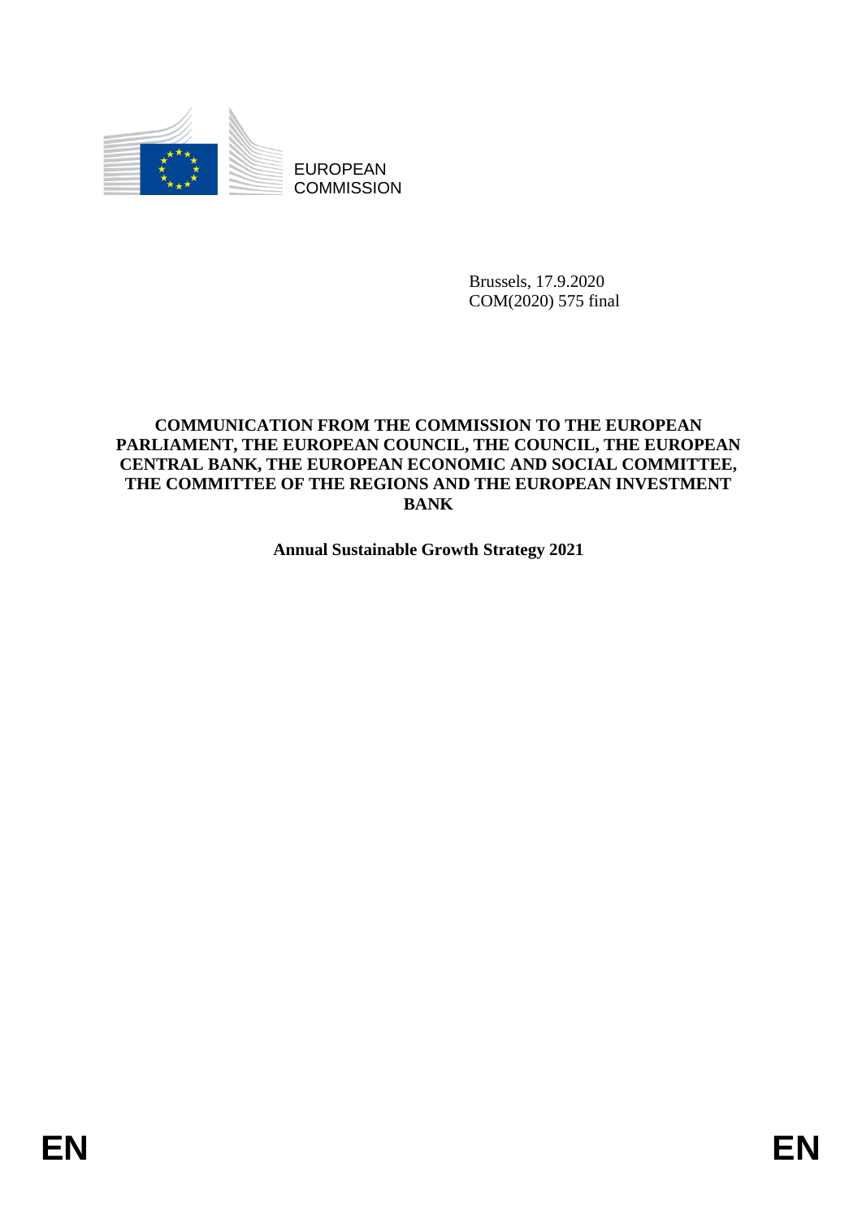EUROPEAN
COMMISSION

Brussels, 17.9.2020
COM(2020) 575 final

**COMMUNICATION FROM THE COMMISSION TO THE EUROPEAN PARLIAMENT, THE EUROPEAN COUNCIL, THE COUNCIL, THE EUROPEAN CENTRAL BANK, THE EUROPEAN ECONOMIC AND SOCIAL COMMITTEE, THE COMMITTEE OF THE REGIONS AND THE EUROPEAN INVESTMENT BANK**

**Annual Sustainable Growth Strategy 2021**

EN EN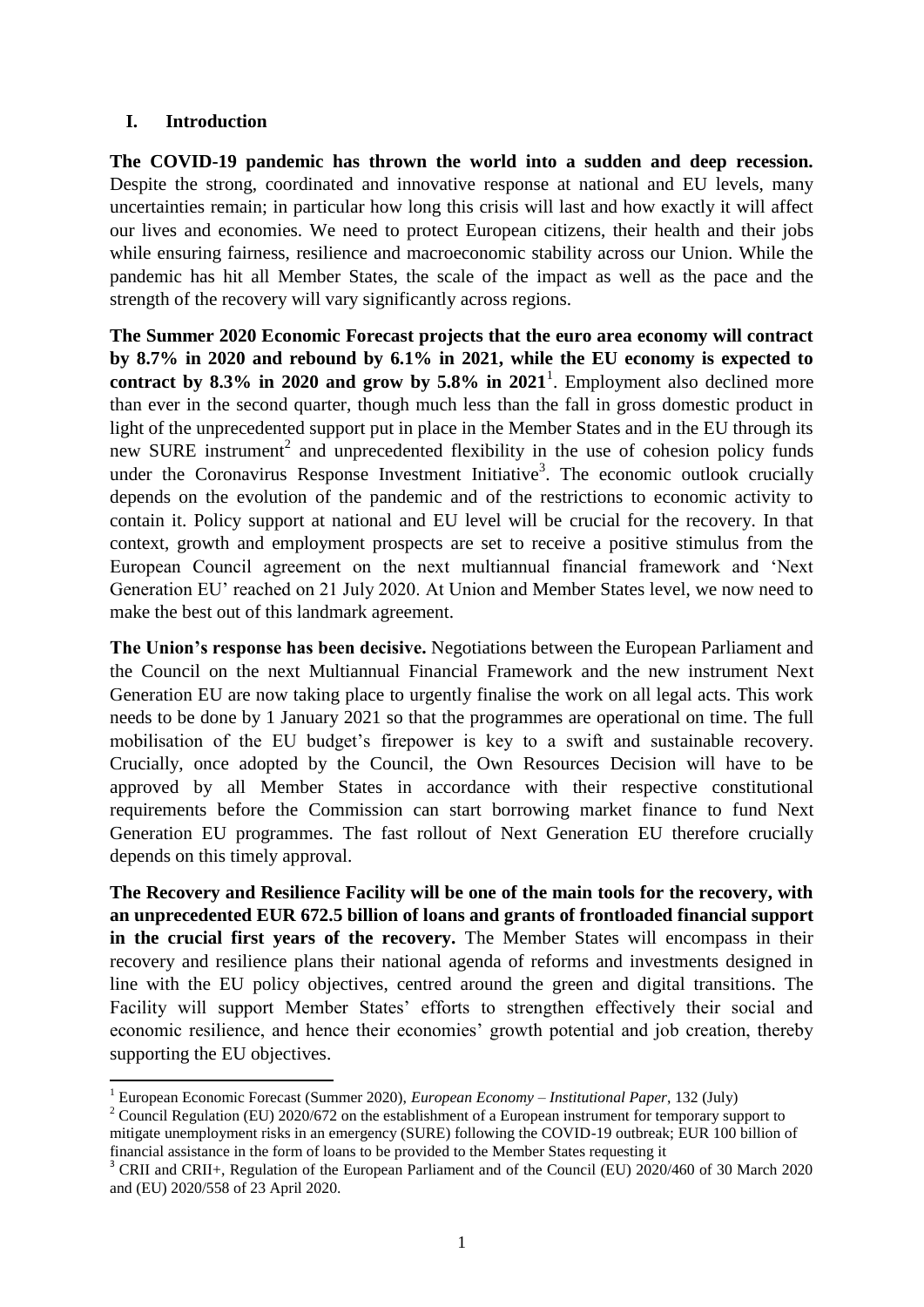## I. Introduction

**The COVID-19 pandemic has thrown the world into a sudden and deep recession.** Despite the strong, coordinated and innovative response at national and EU levels, many uncertainties remain; in particular how long this crisis will last and how exactly it will affect our lives and economies. We need to protect European citizens, their health and their jobs while ensuring fairness, resilience and macroeconomic stability across our Union. While the pandemic has hit all Member States, the scale of the impact as well as the pace and the strength of the recovery will vary significantly across regions.

**The Summer 2020 Economic Forecast projects that the euro area economy will contract by 8.7% in 2020 and rebound by 6.1% in 2021, while the EU economy is expected to contract by 8.3% in 2020 and grow by 5.8% in 2021**[1]. Employment also declined more than ever in the second quarter, though much less than the fall in gross domestic product in light of the unprecedented support put in place in the Member States and in the EU through its new SURE instrument[2] and unprecedented flexibility in the use of cohesion policy funds under the Coronavirus Response Investment Initiative[3]. The economic outlook crucially depends on the evolution of the pandemic and of the restrictions to economic activity to contain it. Policy support at national and EU level will be crucial for the recovery. In that context, growth and employment prospects are set to receive a positive stimulus from the European Council agreement on the next multiannual financial framework and 'Next Generation EU' reached on 21 July 2020. At Union and Member States level, we now need to make the best out of this landmark agreement.

**The Union's response has been decisive.** Negotiations between the European Parliament and the Council on the next Multiannual Financial Framework and the new instrument Next Generation EU are now taking place to urgently finalise the work on all legal acts. This work needs to be done by 1 January 2021 so that the programmes are operational on time. The full mobilisation of the EU budget's firepower is key to a swift and sustainable recovery. Crucially, once adopted by the Council, the Own Resources Decision will have to be approved by all Member States in accordance with their respective constitutional requirements before the Commission can start borrowing market finance to fund Next Generation EU programmes. The fast rollout of Next Generation EU therefore crucially depends on this timely approval.

**The Recovery and Resilience Facility will be one of the main tools for the recovery, with an unprecedented EUR 672.5 billion of loans and grants of frontloaded financial support in the crucial first years of the recovery.** The Member States will encompass in their recovery and resilience plans their national agenda of reforms and investments designed in line with the EU policy objectives, centred around the green and digital transitions. The Facility will support Member States' efforts to strengthen effectively their social and economic resilience, and hence their economies' growth potential and job creation, thereby supporting the EU objectives.

---

[1] European Economic Forecast (Summer 2020), *European Economy – Institutional Paper*, 132 (July)

[2] Council Regulation (EU) 2020/672 on the establishment of a European instrument for temporary support to mitigate unemployment risks in an emergency (SURE) following the COVID-19 outbreak; EUR 100 billion of financial assistance in the form of loans to be provided to the Member States requesting it

[3] CRII and CRII+, Regulation of the European Parliament and of the Council (EU) 2020/460 of 30 March 2020 and (EU) 2020/558 of 23 April 2020.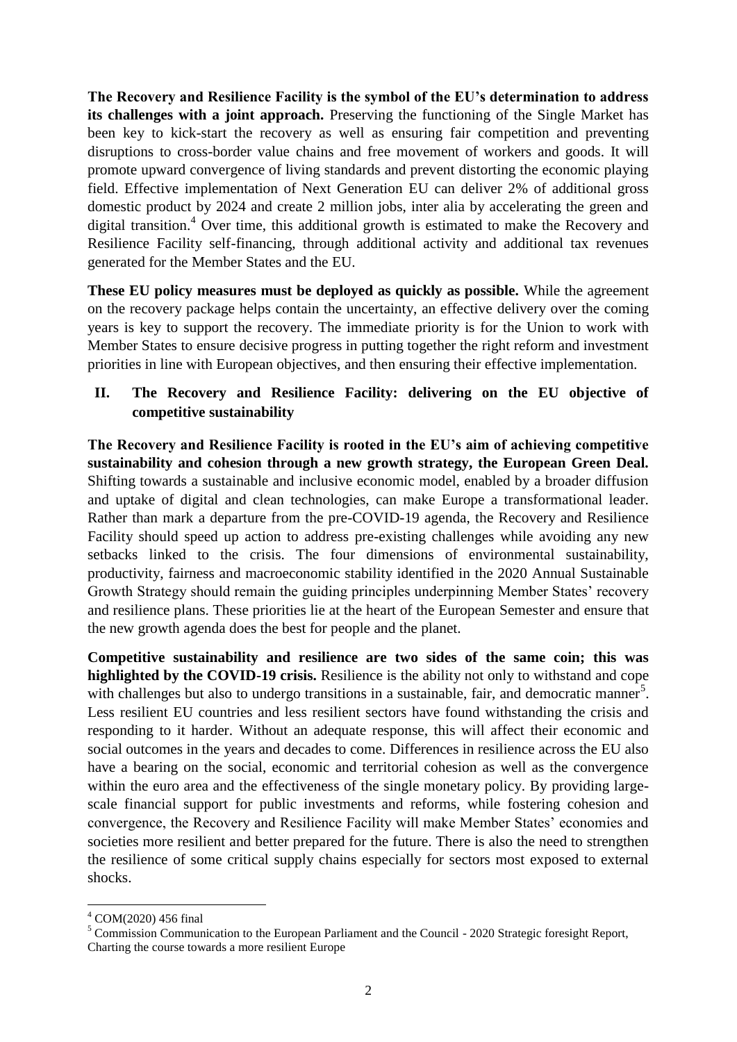**The Recovery and Resilience Facility is the symbol of the EU's determination to address its challenges with a joint approach.** Preserving the functioning of the Single Market has been key to kick-start the recovery as well as ensuring fair competition and preventing disruptions to cross-border value chains and free movement of workers and goods. It will promote upward convergence of living standards and prevent distorting the economic playing field. Effective implementation of Next Generation EU can deliver 2% of additional gross domestic product by 2024 and create 2 million jobs, inter alia by accelerating the green and digital transition.[4] Over time, this additional growth is estimated to make the Recovery and Resilience Facility self-financing, through additional activity and additional tax revenues generated for the Member States and the EU.

**These EU policy measures must be deployed as quickly as possible.** While the agreement on the recovery package helps contain the uncertainty, an effective delivery over the coming years is key to support the recovery. The immediate priority is for the Union to work with Member States to ensure decisive progress in putting together the right reform and investment priorities in line with European objectives, and then ensuring their effective implementation.

## II. The Recovery and Resilience Facility: delivering on the EU objective of competitive sustainability

**The Recovery and Resilience Facility is rooted in the EU's aim of achieving competitive sustainability and cohesion through a new growth strategy, the European Green Deal.** Shifting towards a sustainable and inclusive economic model, enabled by a broader diffusion and uptake of digital and clean technologies, can make Europe a transformational leader. Rather than mark a departure from the pre-COVID-19 agenda, the Recovery and Resilience Facility should speed up action to address pre-existing challenges while avoiding any new setbacks linked to the crisis. The four dimensions of environmental sustainability, productivity, fairness and macroeconomic stability identified in the 2020 Annual Sustainable Growth Strategy should remain the guiding principles underpinning Member States' recovery and resilience plans. These priorities lie at the heart of the European Semester and ensure that the new growth agenda does the best for people and the planet.

**Competitive sustainability and resilience are two sides of the same coin; this was highlighted by the COVID-19 crisis.** Resilience is the ability not only to withstand and cope with challenges but also to undergo transitions in a sustainable, fair, and democratic manner[5]. Less resilient EU countries and less resilient sectors have found withstanding the crisis and responding to it harder. Without an adequate response, this will affect their economic and social outcomes in the years and decades to come. Differences in resilience across the EU also have a bearing on the social, economic and territorial cohesion as well as the convergence within the euro area and the effectiveness of the single monetary policy. By providing large-scale financial support for public investments and reforms, while fostering cohesion and convergence, the Recovery and Resilience Facility will make Member States' economies and societies more resilient and better prepared for the future. There is also the need to strengthen the resilience of some critical supply chains especially for sectors most exposed to external shocks.

---

[4] COM(2020) 456 final

[5] Commission Communication to the European Parliament and the Council - 2020 Strategic foresight Report, Charting the course towards a more resilient Europe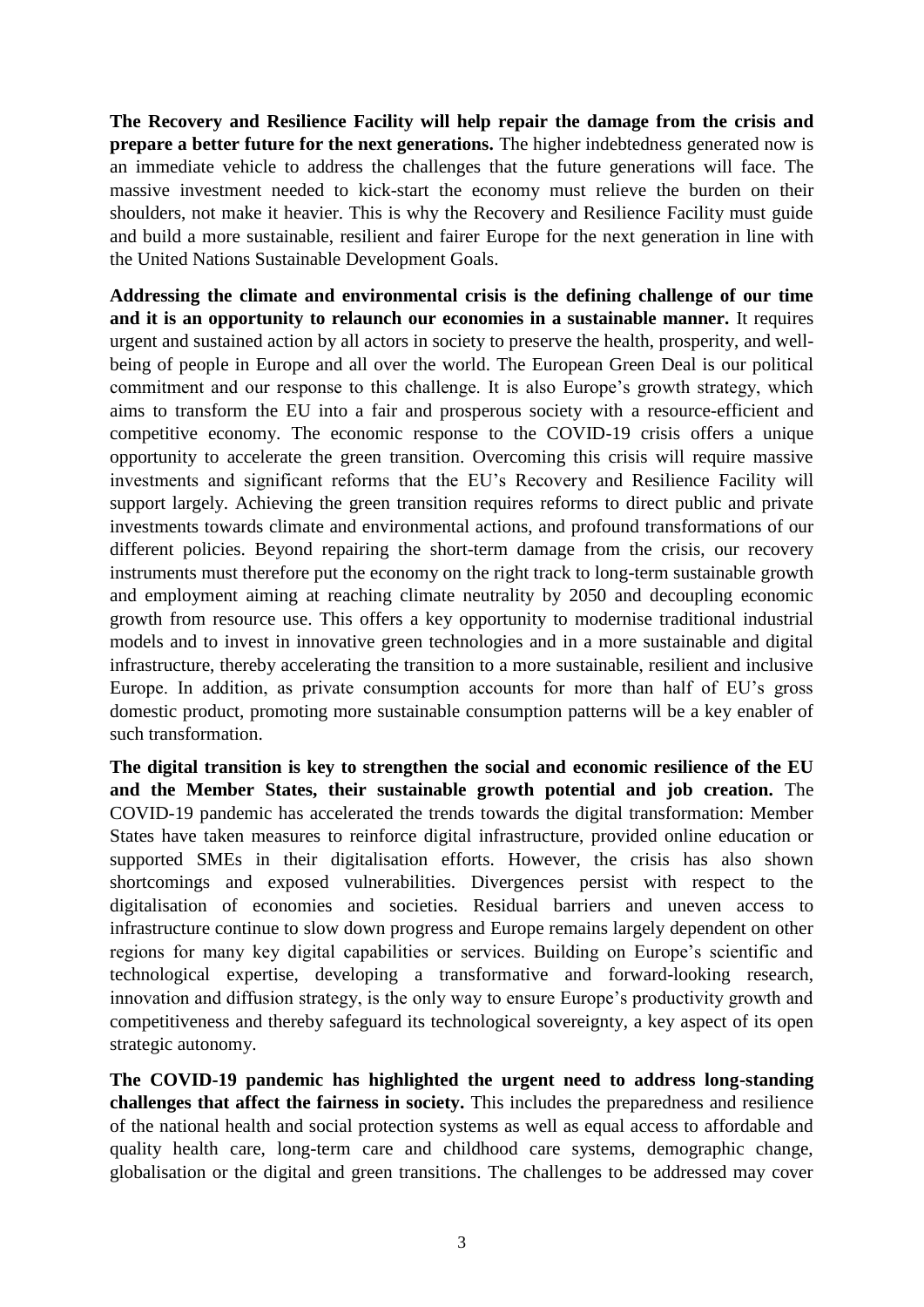**The Recovery and Resilience Facility will help repair the damage from the crisis and prepare a better future for the next generations.** The higher indebtedness generated now is an immediate vehicle to address the challenges that the future generations will face. The massive investment needed to kick-start the economy must relieve the burden on their shoulders, not make it heavier. This is why the Recovery and Resilience Facility must guide and build a more sustainable, resilient and fairer Europe for the next generation in line with the United Nations Sustainable Development Goals.

**Addressing the climate and environmental crisis is the defining challenge of our time and it is an opportunity to relaunch our economies in a sustainable manner.** It requires urgent and sustained action by all actors in society to preserve the health, prosperity, and well-being of people in Europe and all over the world. The European Green Deal is our political commitment and our response to this challenge. It is also Europe's growth strategy, which aims to transform the EU into a fair and prosperous society with a resource-efficient and competitive economy. The economic response to the COVID-19 crisis offers a unique opportunity to accelerate the green transition. Overcoming this crisis will require massive investments and significant reforms that the EU's Recovery and Resilience Facility will support largely. Achieving the green transition requires reforms to direct public and private investments towards climate and environmental actions, and profound transformations of our different policies. Beyond repairing the short-term damage from the crisis, our recovery instruments must therefore put the economy on the right track to long-term sustainable growth and employment aiming at reaching climate neutrality by 2050 and decoupling economic growth from resource use. This offers a key opportunity to modernise traditional industrial models and to invest in innovative green technologies and in a more sustainable and digital infrastructure, thereby accelerating the transition to a more sustainable, resilient and inclusive Europe. In addition, as private consumption accounts for more than half of EU's gross domestic product, promoting more sustainable consumption patterns will be a key enabler of such transformation.

**The digital transition is key to strengthen the social and economic resilience of the EU and the Member States, their sustainable growth potential and job creation.** The COVID-19 pandemic has accelerated the trends towards the digital transformation: Member States have taken measures to reinforce digital infrastructure, provided online education or supported SMEs in their digitalisation efforts. However, the crisis has also shown shortcomings and exposed vulnerabilities. Divergences persist with respect to the digitalisation of economies and societies. Residual barriers and uneven access to infrastructure continue to slow down progress and Europe remains largely dependent on other regions for many key digital capabilities or services. Building on Europe's scientific and technological expertise, developing a transformative and forward-looking research, innovation and diffusion strategy, is the only way to ensure Europe's productivity growth and competitiveness and thereby safeguard its technological sovereignty, a key aspect of its open strategic autonomy.

**The COVID-19 pandemic has highlighted the urgent need to address long-standing challenges that affect the fairness in society.** This includes the preparedness and resilience of the national health and social protection systems as well as equal access to affordable and quality health care, long-term care and childhood care systems, demographic change, globalisation or the digital and green transitions. The challenges to be addressed may cover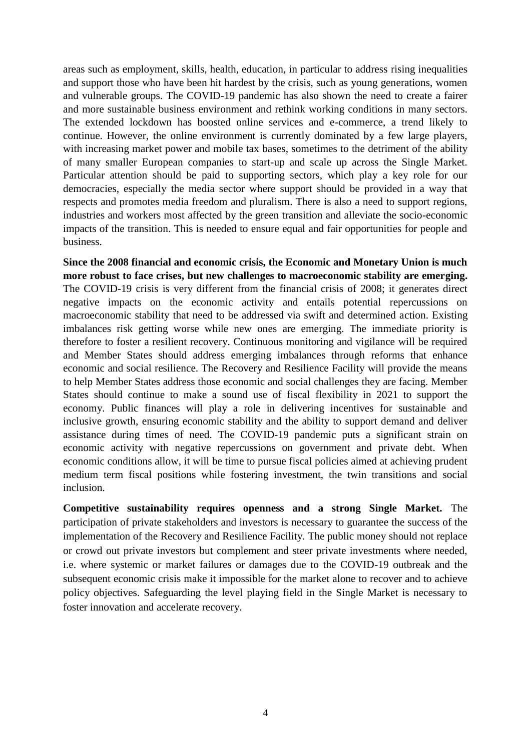areas such as employment, skills, health, education, in particular to address rising inequalities and support those who have been hit hardest by the crisis, such as young generations, women and vulnerable groups. The COVID-19 pandemic has also shown the need to create a fairer and more sustainable business environment and rethink working conditions in many sectors. The extended lockdown has boosted online services and e-commerce, a trend likely to continue. However, the online environment is currently dominated by a few large players, with increasing market power and mobile tax bases, sometimes to the detriment of the ability of many smaller European companies to start-up and scale up across the Single Market. Particular attention should be paid to supporting sectors, which play a key role for our democracies, especially the media sector where support should be provided in a way that respects and promotes media freedom and pluralism. There is also a need to support regions, industries and workers most affected by the green transition and alleviate the socio-economic impacts of the transition. This is needed to ensure equal and fair opportunities for people and business.

**Since the 2008 financial and economic crisis, the Economic and Monetary Union is much more robust to face crises, but new challenges to macroeconomic stability are emerging.** The COVID-19 crisis is very different from the financial crisis of 2008; it generates direct negative impacts on the economic activity and entails potential repercussions on macroeconomic stability that need to be addressed via swift and determined action. Existing imbalances risk getting worse while new ones are emerging. The immediate priority is therefore to foster a resilient recovery. Continuous monitoring and vigilance will be required and Member States should address emerging imbalances through reforms that enhance economic and social resilience. The Recovery and Resilience Facility will provide the means to help Member States address those economic and social challenges they are facing. Member States should continue to make a sound use of fiscal flexibility in 2021 to support the economy. Public finances will play a role in delivering incentives for sustainable and inclusive growth, ensuring economic stability and the ability to support demand and deliver assistance during times of need. The COVID-19 pandemic puts a significant strain on economic activity with negative repercussions on government and private debt. When economic conditions allow, it will be time to pursue fiscal policies aimed at achieving prudent medium term fiscal positions while fostering investment, the twin transitions and social inclusion.

**Competitive sustainability requires openness and a strong Single Market.** The participation of private stakeholders and investors is necessary to guarantee the success of the implementation of the Recovery and Resilience Facility. The public money should not replace or crowd out private investors but complement and steer private investments where needed, i.e. where systemic or market failures or damages due to the COVID-19 outbreak and the subsequent economic crisis make it impossible for the market alone to recover and to achieve policy objectives. Safeguarding the level playing field in the Single Market is necessary to foster innovation and accelerate recovery.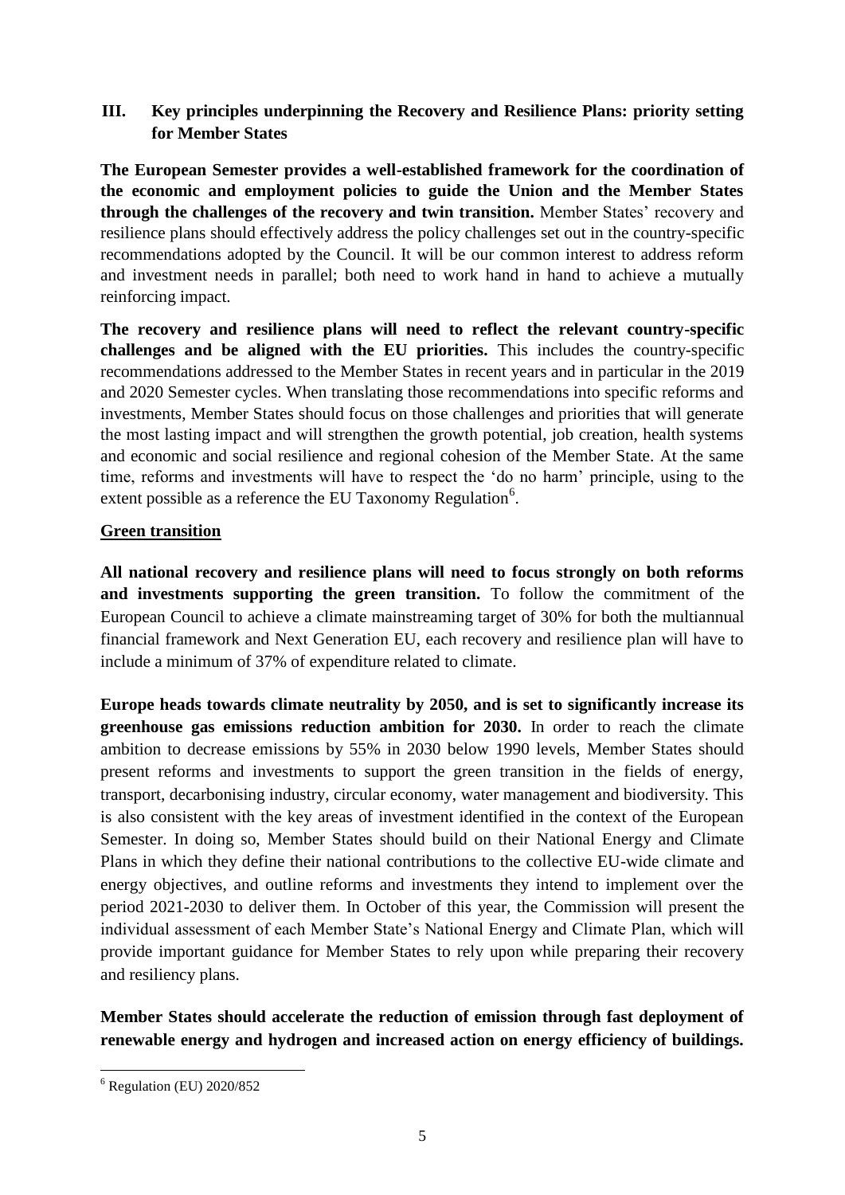## III. Key principles underpinning the Recovery and Resilience Plans: priority setting for Member States

**The European Semester provides a well-established framework for the coordination of the economic and employment policies to guide the Union and the Member States through the challenges of the recovery and twin transition.** Member States' recovery and resilience plans should effectively address the policy challenges set out in the country-specific recommendations adopted by the Council. It will be our common interest to address reform and investment needs in parallel; both need to work hand in hand to achieve a mutually reinforcing impact.

**The recovery and resilience plans will need to reflect the relevant country-specific challenges and be aligned with the EU priorities.** This includes the country-specific recommendations addressed to the Member States in recent years and in particular in the 2019 and 2020 Semester cycles. When translating those recommendations into specific reforms and investments, Member States should focus on those challenges and priorities that will generate the most lasting impact and will strengthen the growth potential, job creation, health systems and economic and social resilience and regional cohesion of the Member State. At the same time, reforms and investments will have to respect the 'do no harm' principle, using to the extent possible as a reference the EU Taxonomy Regulation[6].

### Green transition

**All national recovery and resilience plans will need to focus strongly on both reforms and investments supporting the green transition.** To follow the commitment of the European Council to achieve a climate mainstreaming target of 30% for both the multiannual financial framework and Next Generation EU, each recovery and resilience plan will have to include a minimum of 37% of expenditure related to climate.

**Europe heads towards climate neutrality by 2050, and is set to significantly increase its greenhouse gas emissions reduction ambition for 2030.** In order to reach the climate ambition to decrease emissions by 55% in 2030 below 1990 levels, Member States should present reforms and investments to support the green transition in the fields of energy, transport, decarbonising industry, circular economy, water management and biodiversity. This is also consistent with the key areas of investment identified in the context of the European Semester. In doing so, Member States should build on their National Energy and Climate Plans in which they define their national contributions to the collective EU-wide climate and energy objectives, and outline reforms and investments they intend to implement over the period 2021-2030 to deliver them. In October of this year, the Commission will present the individual assessment of each Member State's National Energy and Climate Plan, which will provide important guidance for Member States to rely upon while preparing their recovery and resiliency plans.

**Member States should accelerate the reduction of emission through fast deployment of renewable energy and hydrogen and increased action on energy efficiency of buildings.**

---

[6] Regulation (EU) 2020/852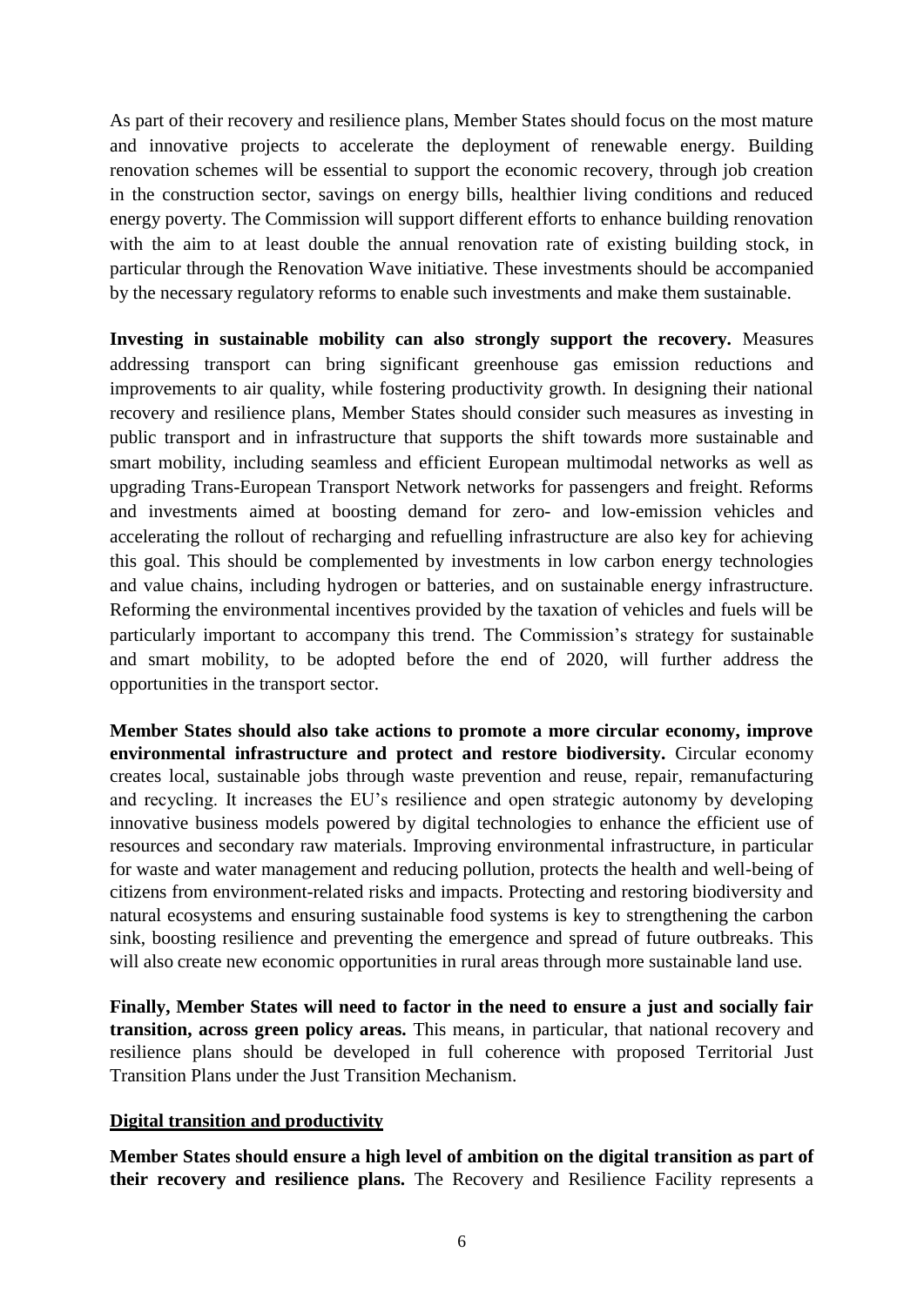As part of their recovery and resilience plans, Member States should focus on the most mature and innovative projects to accelerate the deployment of renewable energy. Building renovation schemes will be essential to support the economic recovery, through job creation in the construction sector, savings on energy bills, healthier living conditions and reduced energy poverty. The Commission will support different efforts to enhance building renovation with the aim to at least double the annual renovation rate of existing building stock, in particular through the Renovation Wave initiative. These investments should be accompanied by the necessary regulatory reforms to enable such investments and make them sustainable.

**Investing in sustainable mobility can also strongly support the recovery.** Measures addressing transport can bring significant greenhouse gas emission reductions and improvements to air quality, while fostering productivity growth. In designing their national recovery and resilience plans, Member States should consider such measures as investing in public transport and in infrastructure that supports the shift towards more sustainable and smart mobility, including seamless and efficient European multimodal networks as well as upgrading Trans-European Transport Network networks for passengers and freight. Reforms and investments aimed at boosting demand for zero- and low-emission vehicles and accelerating the rollout of recharging and refuelling infrastructure are also key for achieving this goal. This should be complemented by investments in low carbon energy technologies and value chains, including hydrogen or batteries, and on sustainable energy infrastructure. Reforming the environmental incentives provided by the taxation of vehicles and fuels will be particularly important to accompany this trend. The Commission's strategy for sustainable and smart mobility, to be adopted before the end of 2020, will further address the opportunities in the transport sector.

**Member States should also take actions to promote a more circular economy, improve environmental infrastructure and protect and restore biodiversity.** Circular economy creates local, sustainable jobs through waste prevention and reuse, repair, remanufacturing and recycling. It increases the EU's resilience and open strategic autonomy by developing innovative business models powered by digital technologies to enhance the efficient use of resources and secondary raw materials. Improving environmental infrastructure, in particular for waste and water management and reducing pollution, protects the health and well-being of citizens from environment-related risks and impacts. Protecting and restoring biodiversity and natural ecosystems and ensuring sustainable food systems is key to strengthening the carbon sink, boosting resilience and preventing the emergence and spread of future outbreaks. This will also create new economic opportunities in rural areas through more sustainable land use.

**Finally, Member States will need to factor in the need to ensure a just and socially fair transition, across green policy areas.** This means, in particular, that national recovery and resilience plans should be developed in full coherence with proposed Territorial Just Transition Plans under the Just Transition Mechanism.

**Digital transition and productivity**

**Member States should ensure a high level of ambition on the digital transition as part of their recovery and resilience plans.** The Recovery and Resilience Facility represents a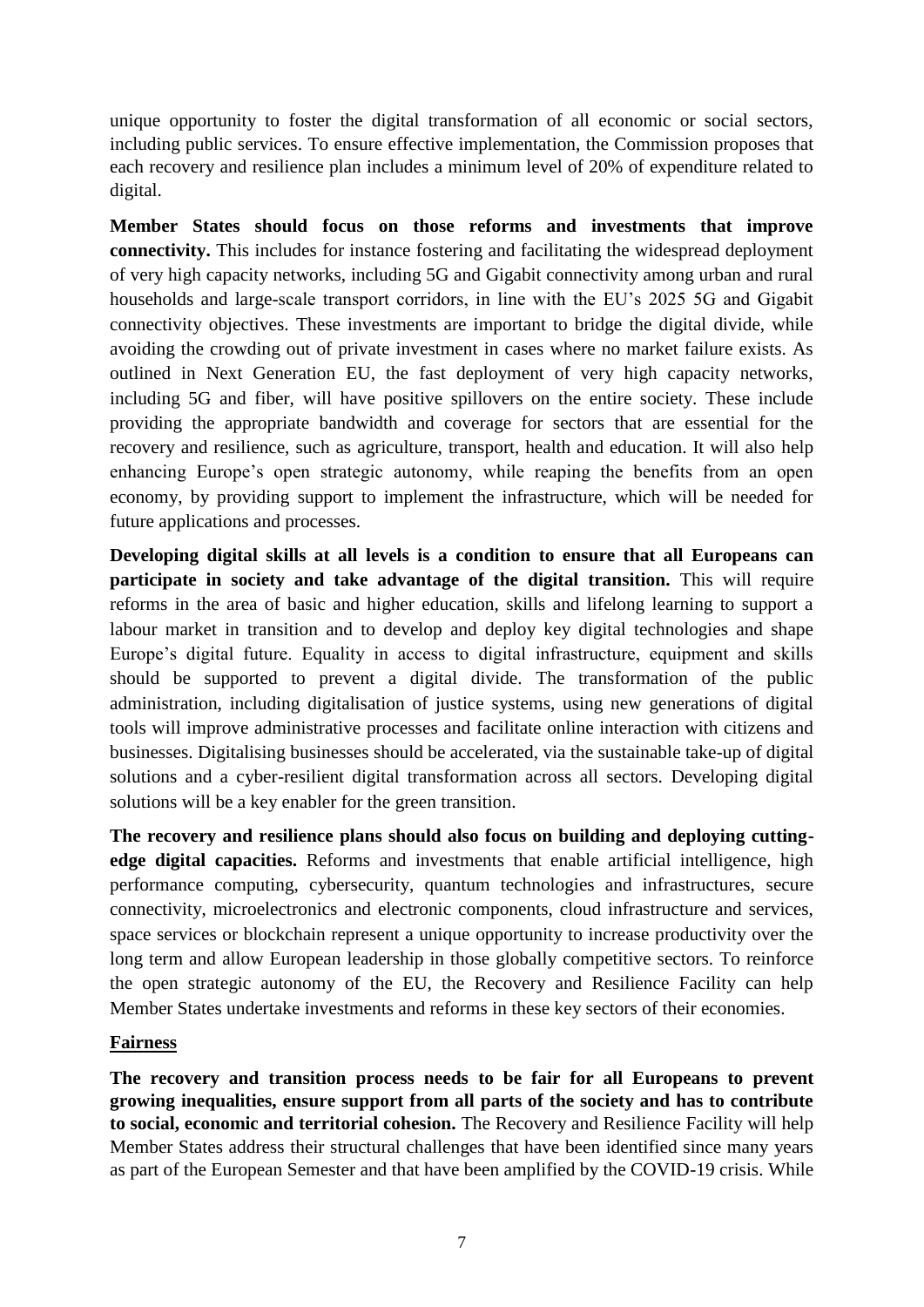unique opportunity to foster the digital transformation of all economic or social sectors, including public services. To ensure effective implementation, the Commission proposes that each recovery and resilience plan includes a minimum level of 20% of expenditure related to digital.

**Member States should focus on those reforms and investments that improve connectivity.** This includes for instance fostering and facilitating the widespread deployment of very high capacity networks, including 5G and Gigabit connectivity among urban and rural households and large-scale transport corridors, in line with the EU's 2025 5G and Gigabit connectivity objectives. These investments are important to bridge the digital divide, while avoiding the crowding out of private investment in cases where no market failure exists. As outlined in Next Generation EU, the fast deployment of very high capacity networks, including 5G and fiber, will have positive spillovers on the entire society. These include providing the appropriate bandwidth and coverage for sectors that are essential for the recovery and resilience, such as agriculture, transport, health and education. It will also help enhancing Europe's open strategic autonomy, while reaping the benefits from an open economy, by providing support to implement the infrastructure, which will be needed for future applications and processes.

**Developing digital skills at all levels is a condition to ensure that all Europeans can participate in society and take advantage of the digital transition.** This will require reforms in the area of basic and higher education, skills and lifelong learning to support a labour market in transition and to develop and deploy key digital technologies and shape Europe's digital future. Equality in access to digital infrastructure, equipment and skills should be supported to prevent a digital divide. The transformation of the public administration, including digitalisation of justice systems, using new generations of digital tools will improve administrative processes and facilitate online interaction with citizens and businesses. Digitalising businesses should be accelerated, via the sustainable take-up of digital solutions and a cyber-resilient digital transformation across all sectors. Developing digital solutions will be a key enabler for the green transition.

**The recovery and resilience plans should also focus on building and deploying cutting-edge digital capacities.** Reforms and investments that enable artificial intelligence, high performance computing, cybersecurity, quantum technologies and infrastructures, secure connectivity, microelectronics and electronic components, cloud infrastructure and services, space services or blockchain represent a unique opportunity to increase productivity over the long term and allow European leadership in those globally competitive sectors. To reinforce the open strategic autonomy of the EU, the Recovery and Resilience Facility can help Member States undertake investments and reforms in these key sectors of their economies.

**Fairness**

**The recovery and transition process needs to be fair for all Europeans to prevent growing inequalities, ensure support from all parts of the society and has to contribute to social, economic and territorial cohesion.** The Recovery and Resilience Facility will help Member States address their structural challenges that have been identified since many years as part of the European Semester and that have been amplified by the COVID-19 crisis. While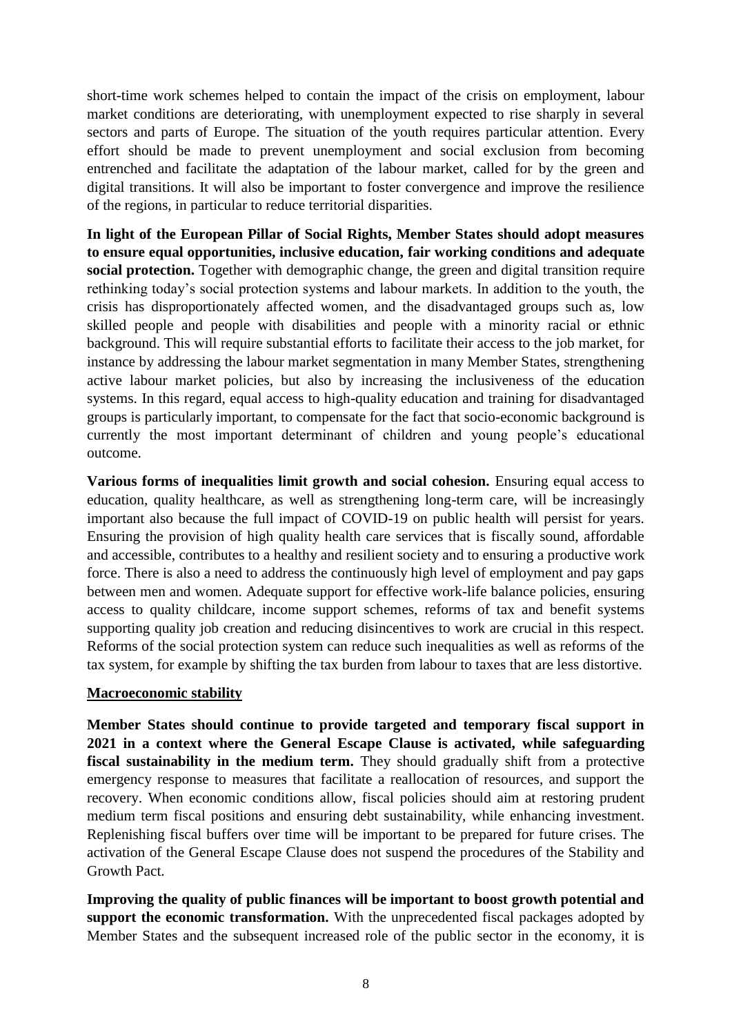short-time work schemes helped to contain the impact of the crisis on employment, labour market conditions are deteriorating, with unemployment expected to rise sharply in several sectors and parts of Europe. The situation of the youth requires particular attention. Every effort should be made to prevent unemployment and social exclusion from becoming entrenched and facilitate the adaptation of the labour market, called for by the green and digital transitions. It will also be important to foster convergence and improve the resilience of the regions, in particular to reduce territorial disparities.

**In light of the European Pillar of Social Rights, Member States should adopt measures to ensure equal opportunities, inclusive education, fair working conditions and adequate social protection.** Together with demographic change, the green and digital transition require rethinking today's social protection systems and labour markets. In addition to the youth, the crisis has disproportionately affected women, and the disadvantaged groups such as, low skilled people and people with disabilities and people with a minority racial or ethnic background. This will require substantial efforts to facilitate their access to the job market, for instance by addressing the labour market segmentation in many Member States, strengthening active labour market policies, but also by increasing the inclusiveness of the education systems. In this regard, equal access to high-quality education and training for disadvantaged groups is particularly important, to compensate for the fact that socio-economic background is currently the most important determinant of children and young people's educational outcome.

**Various forms of inequalities limit growth and social cohesion.** Ensuring equal access to education, quality healthcare, as well as strengthening long-term care, will be increasingly important also because the full impact of COVID-19 on public health will persist for years. Ensuring the provision of high quality health care services that is fiscally sound, affordable and accessible, contributes to a healthy and resilient society and to ensuring a productive work force. There is also a need to address the continuously high level of employment and pay gaps between men and women. Adequate support for effective work-life balance policies, ensuring access to quality childcare, income support schemes, reforms of tax and benefit systems supporting quality job creation and reducing disincentives to work are crucial in this respect. Reforms of the social protection system can reduce such inequalities as well as reforms of the tax system, for example by shifting the tax burden from labour to taxes that are less distortive.

<u>**Macroeconomic stability**</u>

**Member States should continue to provide targeted and temporary fiscal support in 2021 in a context where the General Escape Clause is activated, while safeguarding fiscal sustainability in the medium term.** They should gradually shift from a protective emergency response to measures that facilitate a reallocation of resources, and support the recovery. When economic conditions allow, fiscal policies should aim at restoring prudent medium term fiscal positions and ensuring debt sustainability, while enhancing investment. Replenishing fiscal buffers over time will be important to be prepared for future crises. The activation of the General Escape Clause does not suspend the procedures of the Stability and Growth Pact.

**Improving the quality of public finances will be important to boost growth potential and support the economic transformation.** With the unprecedented fiscal packages adopted by Member States and the subsequent increased role of the public sector in the economy, it is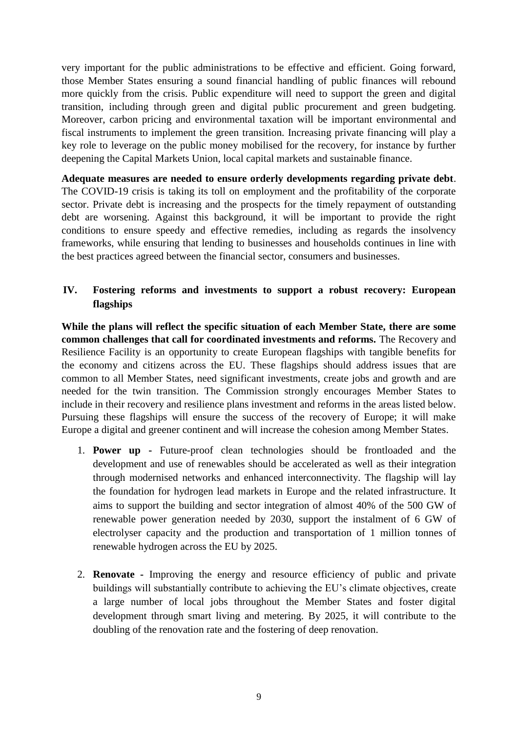very important for the public administrations to be effective and efficient. Going forward, those Member States ensuring a sound financial handling of public finances will rebound more quickly from the crisis. Public expenditure will need to support the green and digital transition, including through green and digital public procurement and green budgeting. Moreover, carbon pricing and environmental taxation will be important environmental and fiscal instruments to implement the green transition. Increasing private financing will play a key role to leverage on the public money mobilised for the recovery, for instance by further deepening the Capital Markets Union, local capital markets and sustainable finance.

**Adequate measures are needed to ensure orderly developments regarding private debt**. The COVID-19 crisis is taking its toll on employment and the profitability of the corporate sector. Private debt is increasing and the prospects for the timely repayment of outstanding debt are worsening. Against this background, it will be important to provide the right conditions to ensure speedy and effective remedies, including as regards the insolvency frameworks, while ensuring that lending to businesses and households continues in line with the best practices agreed between the financial sector, consumers and businesses.

## IV. Fostering reforms and investments to support a robust recovery: European flagships

**While the plans will reflect the specific situation of each Member State, there are some common challenges that call for coordinated investments and reforms.** The Recovery and Resilience Facility is an opportunity to create European flagships with tangible benefits for the economy and citizens across the EU. These flagships should address issues that are common to all Member States, need significant investments, create jobs and growth and are needed for the twin transition. The Commission strongly encourages Member States to include in their recovery and resilience plans investment and reforms in the areas listed below. Pursuing these flagships will ensure the success of the recovery of Europe; it will make Europe a digital and greener continent and will increase the cohesion among Member States.

1. **Power up** - Future-proof clean technologies should be frontloaded and the development and use of renewables should be accelerated as well as their integration through modernised networks and enhanced interconnectivity. The flagship will lay the foundation for hydrogen lead markets in Europe and the related infrastructure. It aims to support the building and sector integration of almost 40% of the 500 GW of renewable power generation needed by 2030, support the instalment of 6 GW of electrolyser capacity and the production and transportation of 1 million tonnes of renewable hydrogen across the EU by 2025.

2. **Renovate** - Improving the energy and resource efficiency of public and private buildings will substantially contribute to achieving the EU's climate objectives, create a large number of local jobs throughout the Member States and foster digital development through smart living and metering. By 2025, it will contribute to the doubling of the renovation rate and the fostering of deep renovation.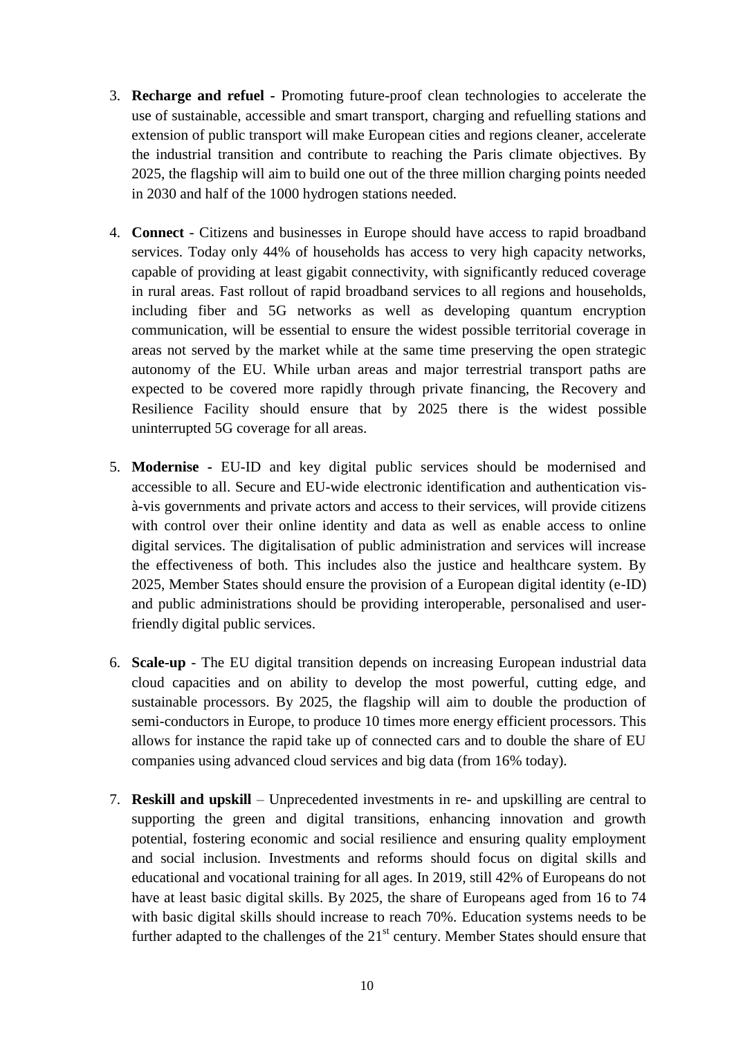3. **Recharge and refuel** - Promoting future-proof clean technologies to accelerate the use of sustainable, accessible and smart transport, charging and refuelling stations and extension of public transport will make European cities and regions cleaner, accelerate the industrial transition and contribute to reaching the Paris climate objectives. By 2025, the flagship will aim to build one out of the three million charging points needed in 2030 and half of the 1000 hydrogen stations needed.

4. **Connect** - Citizens and businesses in Europe should have access to rapid broadband services. Today only 44% of households has access to very high capacity networks, capable of providing at least gigabit connectivity, with significantly reduced coverage in rural areas. Fast rollout of rapid broadband services to all regions and households, including fiber and 5G networks as well as developing quantum encryption communication, will be essential to ensure the widest possible territorial coverage in areas not served by the market while at the same time preserving the open strategic autonomy of the EU. While urban areas and major terrestrial transport paths are expected to be covered more rapidly through private financing, the Recovery and Resilience Facility should ensure that by 2025 there is the widest possible uninterrupted 5G coverage for all areas.

5. **Modernise** - EU-ID and key digital public services should be modernised and accessible to all. Secure and EU-wide electronic identification and authentication vis-à-vis governments and private actors and access to their services, will provide citizens with control over their online identity and data as well as enable access to online digital services. The digitalisation of public administration and services will increase the effectiveness of both. This includes also the justice and healthcare system. By 2025, Member States should ensure the provision of a European digital identity (e-ID) and public administrations should be providing interoperable, personalised and user-friendly digital public services.

6. **Scale-up** - The EU digital transition depends on increasing European industrial data cloud capacities and on ability to develop the most powerful, cutting edge, and sustainable processors. By 2025, the flagship will aim to double the production of semi-conductors in Europe, to produce 10 times more energy efficient processors. This allows for instance the rapid take up of connected cars and to double the share of EU companies using advanced cloud services and big data (from 16% today).

7. **Reskill and upskill** – Unprecedented investments in re- and upskilling are central to supporting the green and digital transitions, enhancing innovation and growth potential, fostering economic and social resilience and ensuring quality employment and social inclusion. Investments and reforms should focus on digital skills and educational and vocational training for all ages. In 2019, still 42% of Europeans do not have at least basic digital skills. By 2025, the share of Europeans aged from 16 to 74 with basic digital skills should increase to reach 70%. Education systems needs to be further adapted to the challenges of the 21st century. Member States should ensure that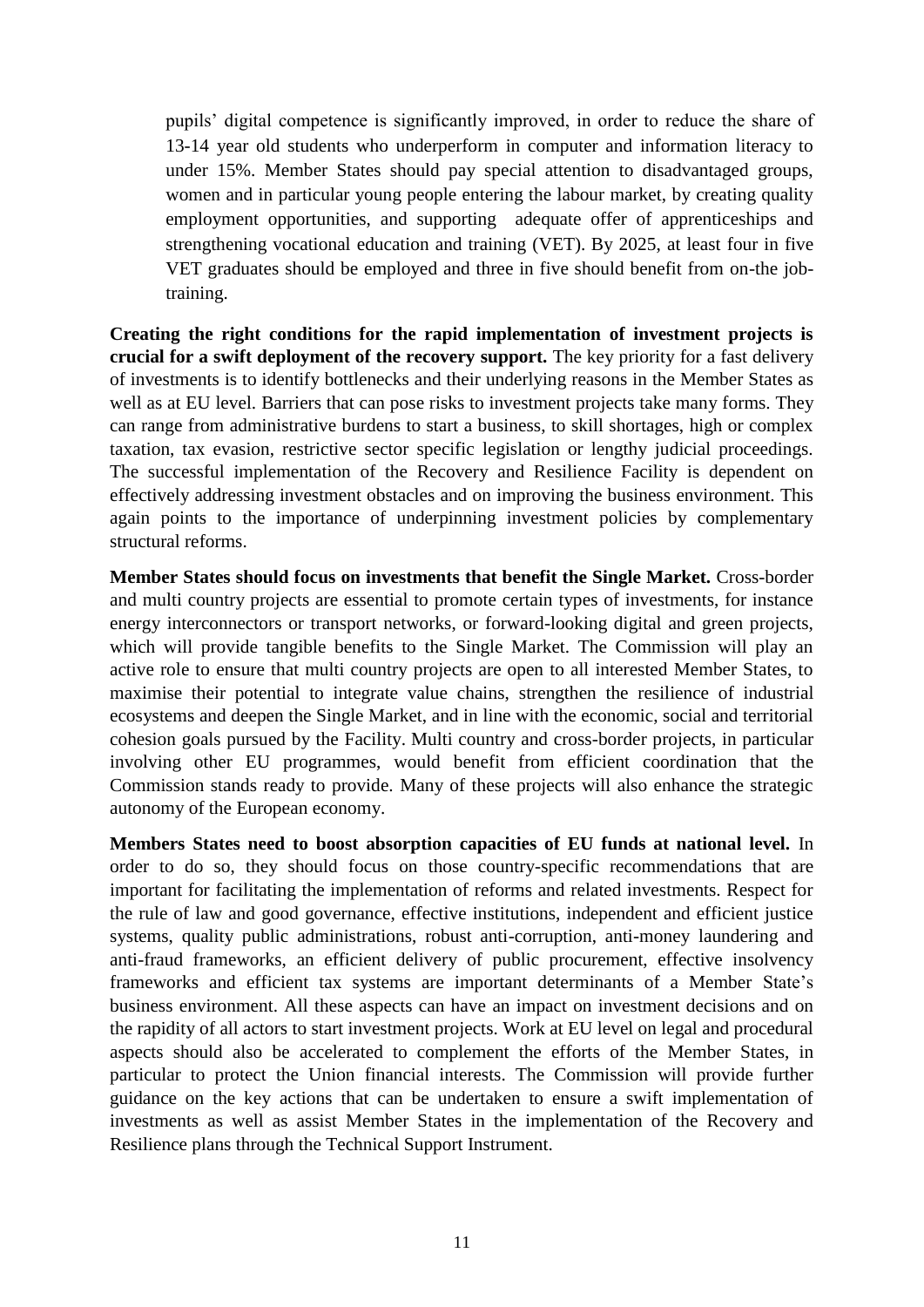pupils' digital competence is significantly improved, in order to reduce the share of 13-14 year old students who underperform in computer and information literacy to under 15%. Member States should pay special attention to disadvantaged groups, women and in particular young people entering the labour market, by creating quality employment opportunities, and supporting adequate offer of apprenticeships and strengthening vocational education and training (VET). By 2025, at least four in five VET graduates should be employed and three in five should benefit from on-the job-training.

**Creating the right conditions for the rapid implementation of investment projects is crucial for a swift deployment of the recovery support.** The key priority for a fast delivery of investments is to identify bottlenecks and their underlying reasons in the Member States as well as at EU level. Barriers that can pose risks to investment projects take many forms. They can range from administrative burdens to start a business, to skill shortages, high or complex taxation, tax evasion, restrictive sector specific legislation or lengthy judicial proceedings. The successful implementation of the Recovery and Resilience Facility is dependent on effectively addressing investment obstacles and on improving the business environment. This again points to the importance of underpinning investment policies by complementary structural reforms.

**Member States should focus on investments that benefit the Single Market.** Cross-border and multi country projects are essential to promote certain types of investments, for instance energy interconnectors or transport networks, or forward-looking digital and green projects, which will provide tangible benefits to the Single Market. The Commission will play an active role to ensure that multi country projects are open to all interested Member States, to maximise their potential to integrate value chains, strengthen the resilience of industrial ecosystems and deepen the Single Market, and in line with the economic, social and territorial cohesion goals pursued by the Facility. Multi country and cross-border projects, in particular involving other EU programmes, would benefit from efficient coordination that the Commission stands ready to provide. Many of these projects will also enhance the strategic autonomy of the European economy.

**Members States need to boost absorption capacities of EU funds at national level.** In order to do so, they should focus on those country-specific recommendations that are important for facilitating the implementation of reforms and related investments. Respect for the rule of law and good governance, effective institutions, independent and efficient justice systems, quality public administrations, robust anti-corruption, anti-money laundering and anti-fraud frameworks, an efficient delivery of public procurement, effective insolvency frameworks and efficient tax systems are important determinants of a Member State's business environment. All these aspects can have an impact on investment decisions and on the rapidity of all actors to start investment projects. Work at EU level on legal and procedural aspects should also be accelerated to complement the efforts of the Member States, in particular to protect the Union financial interests. The Commission will provide further guidance on the key actions that can be undertaken to ensure a swift implementation of investments as well as assist Member States in the implementation of the Recovery and Resilience plans through the Technical Support Instrument.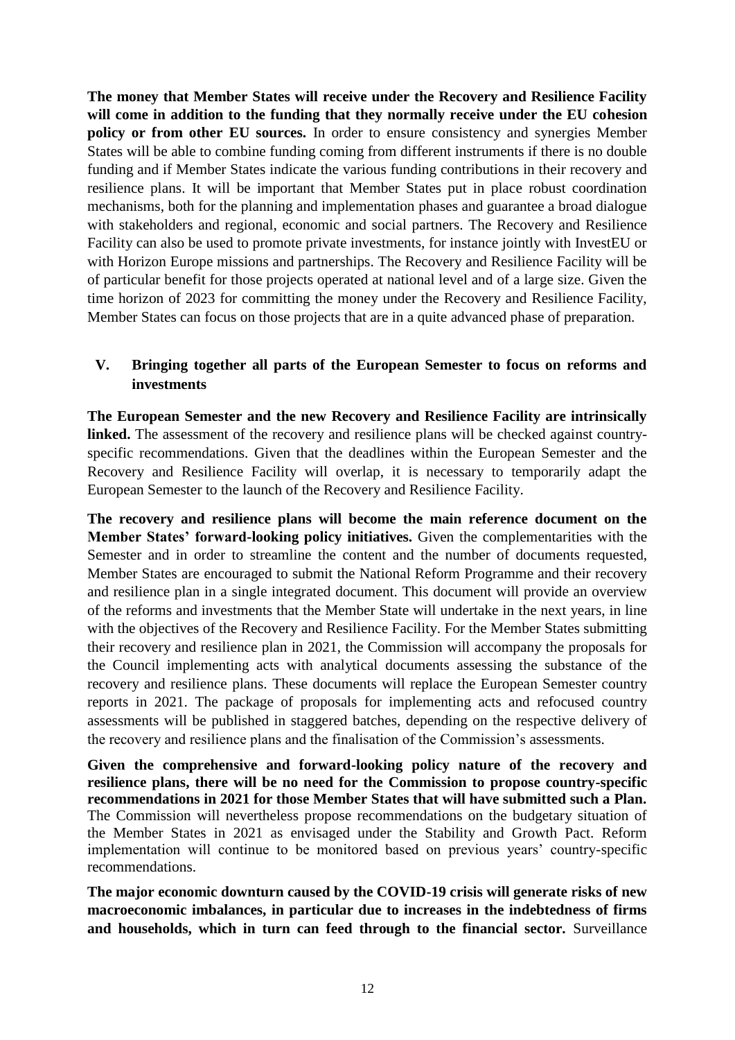**The money that Member States will receive under the Recovery and Resilience Facility will come in addition to the funding that they normally receive under the EU cohesion policy or from other EU sources.** In order to ensure consistency and synergies Member States will be able to combine funding coming from different instruments if there is no double funding and if Member States indicate the various funding contributions in their recovery and resilience plans. It will be important that Member States put in place robust coordination mechanisms, both for the planning and implementation phases and guarantee a broad dialogue with stakeholders and regional, economic and social partners. The Recovery and Resilience Facility can also be used to promote private investments, for instance jointly with InvestEU or with Horizon Europe missions and partnerships. The Recovery and Resilience Facility will be of particular benefit for those projects operated at national level and of a large size. Given the time horizon of 2023 for committing the money under the Recovery and Resilience Facility, Member States can focus on those projects that are in a quite advanced phase of preparation.

## V. Bringing together all parts of the European Semester to focus on reforms and investments

**The European Semester and the new Recovery and Resilience Facility are intrinsically linked.** The assessment of the recovery and resilience plans will be checked against country-specific recommendations. Given that the deadlines within the European Semester and the Recovery and Resilience Facility will overlap, it is necessary to temporarily adapt the European Semester to the launch of the Recovery and Resilience Facility.

**The recovery and resilience plans will become the main reference document on the Member States' forward-looking policy initiatives.** Given the complementarities with the Semester and in order to streamline the content and the number of documents requested, Member States are encouraged to submit the National Reform Programme and their recovery and resilience plan in a single integrated document. This document will provide an overview of the reforms and investments that the Member State will undertake in the next years, in line with the objectives of the Recovery and Resilience Facility. For the Member States submitting their recovery and resilience plan in 2021, the Commission will accompany the proposals for the Council implementing acts with analytical documents assessing the substance of the recovery and resilience plans. These documents will replace the European Semester country reports in 2021. The package of proposals for implementing acts and refocused country assessments will be published in staggered batches, depending on the respective delivery of the recovery and resilience plans and the finalisation of the Commission's assessments.

**Given the comprehensive and forward-looking policy nature of the recovery and resilience plans, there will be no need for the Commission to propose country-specific recommendations in 2021 for those Member States that will have submitted such a Plan.** The Commission will nevertheless propose recommendations on the budgetary situation of the Member States in 2021 as envisaged under the Stability and Growth Pact. Reform implementation will continue to be monitored based on previous years' country-specific recommendations.

**The major economic downturn caused by the COVID-19 crisis will generate risks of new macroeconomic imbalances, in particular due to increases in the indebtedness of firms and households, which in turn can feed through to the financial sector.** Surveillance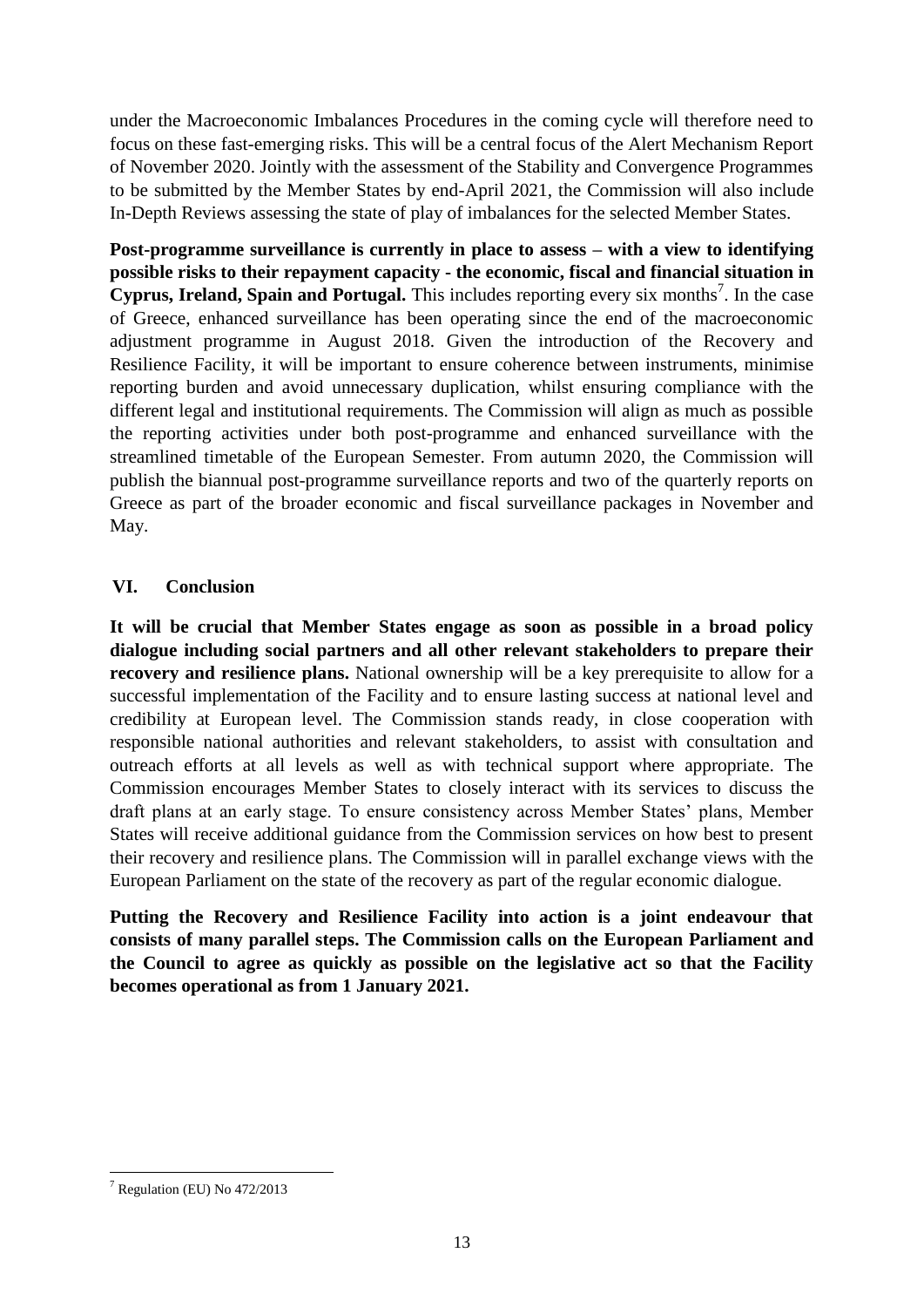under the Macroeconomic Imbalances Procedures in the coming cycle will therefore need to focus on these fast-emerging risks. This will be a central focus of the Alert Mechanism Report of November 2020. Jointly with the assessment of the Stability and Convergence Programmes to be submitted by the Member States by end-April 2021, the Commission will also include In-Depth Reviews assessing the state of play of imbalances for the selected Member States.

**Post-programme surveillance is currently in place to assess – with a view to identifying possible risks to their repayment capacity - the economic, fiscal and financial situation in Cyprus, Ireland, Spain and Portugal.** This includes reporting every six months[7]. In the case of Greece, enhanced surveillance has been operating since the end of the macroeconomic adjustment programme in August 2018. Given the introduction of the Recovery and Resilience Facility, it will be important to ensure coherence between instruments, minimise reporting burden and avoid unnecessary duplication, whilst ensuring compliance with the different legal and institutional requirements. The Commission will align as much as possible the reporting activities under both post-programme and enhanced surveillance with the streamlined timetable of the European Semester. From autumn 2020, the Commission will publish the biannual post-programme surveillance reports and two of the quarterly reports on Greece as part of the broader economic and fiscal surveillance packages in November and May.

## VI. Conclusion

**It will be crucial that Member States engage as soon as possible in a broad policy dialogue including social partners and all other relevant stakeholders to prepare their recovery and resilience plans.** National ownership will be a key prerequisite to allow for a successful implementation of the Facility and to ensure lasting success at national level and credibility at European level. The Commission stands ready, in close cooperation with responsible national authorities and relevant stakeholders, to assist with consultation and outreach efforts at all levels as well as with technical support where appropriate. The Commission encourages Member States to closely interact with its services to discuss the draft plans at an early stage. To ensure consistency across Member States' plans, Member States will receive additional guidance from the Commission services on how best to present their recovery and resilience plans. The Commission will in parallel exchange views with the European Parliament on the state of the recovery as part of the regular economic dialogue.

**Putting the Recovery and Resilience Facility into action is a joint endeavour that consists of many parallel steps. The Commission calls on the European Parliament and the Council to agree as quickly as possible on the legislative act so that the Facility becomes operational as from 1 January 2021.**

---

[7] Regulation (EU) No 472/2013